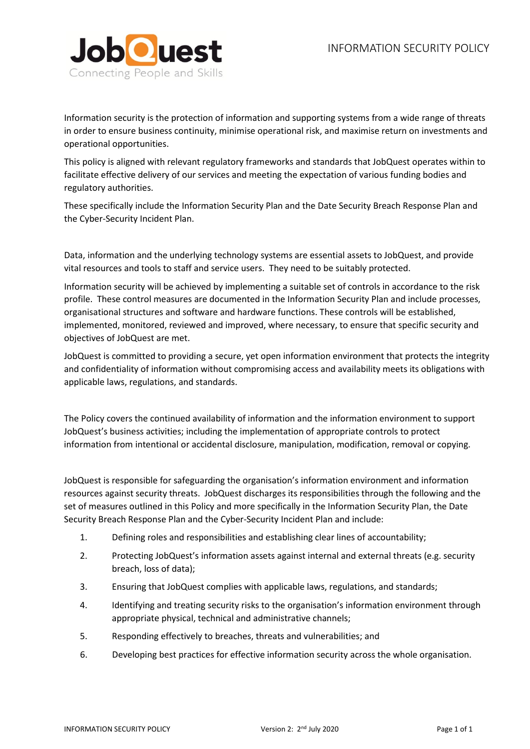# INFORMATION SECURITY POLICY

Information security is the protection of information and supporting systems from a wide range of threats in order to ensure business continuity, minimise operational risk, and maximise return on investments and operational opportunities.

This policy is aligned with relevant regulatory frameworks and standards that JobQuest operates within to facilitate effective delivery of our services and meeting the expectation of various funding bodies and regulatory authorities.

These specifically include the Information Security Plan and the Date Security Breach Response Plan and the Cyber-Security Incident Plan.

Data, information and the underlying technology systems are essential assets to JobQuest, and provide vital resources and tools to staff and service users. They need to be suitably protected.

Information security will be achieved by implementing a suitable set of controls in accordance to the risk profile. These control measures are documented in the Information Security Plan and include processes, organisational structures and software and hardware functions. These controls will be established, implemented, monitored, reviewed and improved, where necessary, to ensure that specific security and objectives of JobQuest are met.

JobQuest is committed to providing a secure, yet open information environment that protects the integrity and confidentiality of information without compromising access and availability meets its obligations with applicable laws, regulations, and standards.

The Policy covers the continued availability of information and the information environment to support JobQuest's business activities; including the implementation of appropriate controls to protect information from intentional or accidental disclosure, manipulation, modification, removal or copying.

JobQuest is responsible for safeguarding the organisation's information environment and information resources against security threats. JobQuest discharges its responsibilities through the following and the set of measures outlined in this Policy and more specifically in the Information Security Plan, the Date Security Breach Response Plan and the Cyber-Security Incident Plan and include:

1. Defining roles and responsibilities and establishing clear lines of accountability;
2. Protecting JobQuest's information assets against internal and external threats (e.g. security breach, loss of data);
3. Ensuring that JobQuest complies with applicable laws, regulations, and standards;
4. Identifying and treating security risks to the organisation's information environment through appropriate physical, technical and administrative channels;
5. Responding effectively to breaches, threats and vulnerabilities; and
6. Developing best practices for effective information security across the whole organisation.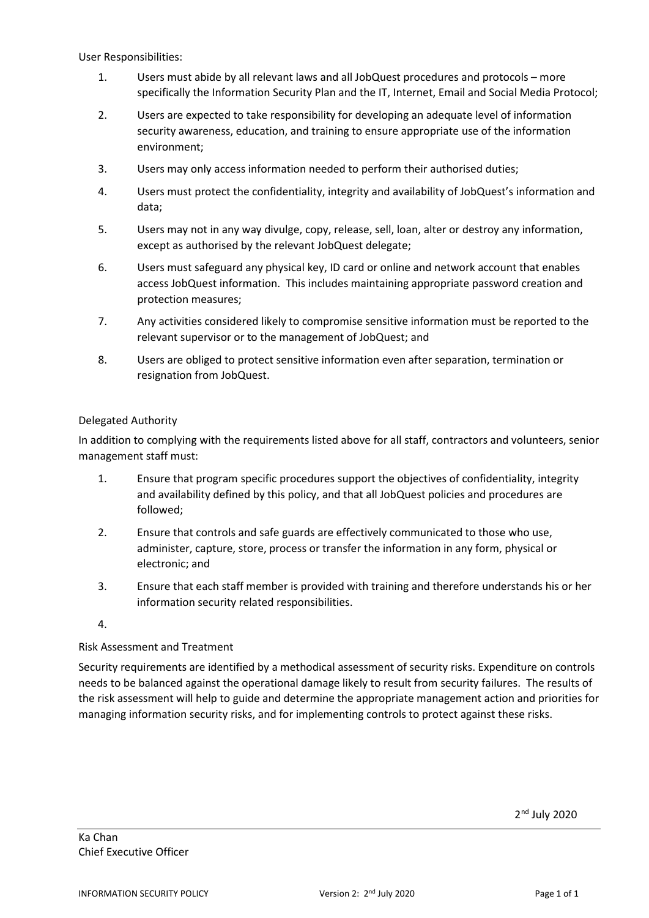User Responsibilities:

1. Users must abide by all relevant laws and all JobQuest procedures and protocols – more specifically the Information Security Plan and the IT, Internet, Email and Social Media Protocol;
2. Users are expected to take responsibility for developing an adequate level of information security awareness, education, and training to ensure appropriate use of the information environment;
3. Users may only access information needed to perform their authorised duties;
4. Users must protect the confidentiality, integrity and availability of JobQuest's information and data;
5. Users may not in any way divulge, copy, release, sell, loan, alter or destroy any information, except as authorised by the relevant JobQuest delegate;
6. Users must safeguard any physical key, ID card or online and network account that enables access JobQuest information. This includes maintaining appropriate password creation and protection measures;
7. Any activities considered likely to compromise sensitive information must be reported to the relevant supervisor or to the management of JobQuest; and
8. Users are obliged to protect sensitive information even after separation, termination or resignation from JobQuest.

Delegated Authority

In addition to complying with the requirements listed above for all staff, contractors and volunteers, senior management staff must:

1. Ensure that program specific procedures support the objectives of confidentiality, integrity and availability defined by this policy, and that all JobQuest policies and procedures are followed;
2. Ensure that controls and safe guards are effectively communicated to those who use, administer, capture, store, process or transfer the information in any form, physical or electronic; and
3. Ensure that each staff member is provided with training and therefore understands his or her information security related responsibilities.
4.

Risk Assessment and Treatment

Security requirements are identified by a methodical assessment of security risks. Expenditure on controls needs to be balanced against the operational damage likely to result from security failures. The results of the risk assessment will help to guide and determine the appropriate management action and priorities for managing information security risks, and for implementing controls to protect against these risks.

2nd July 2020

Ka Chan
Chief Executive Officer